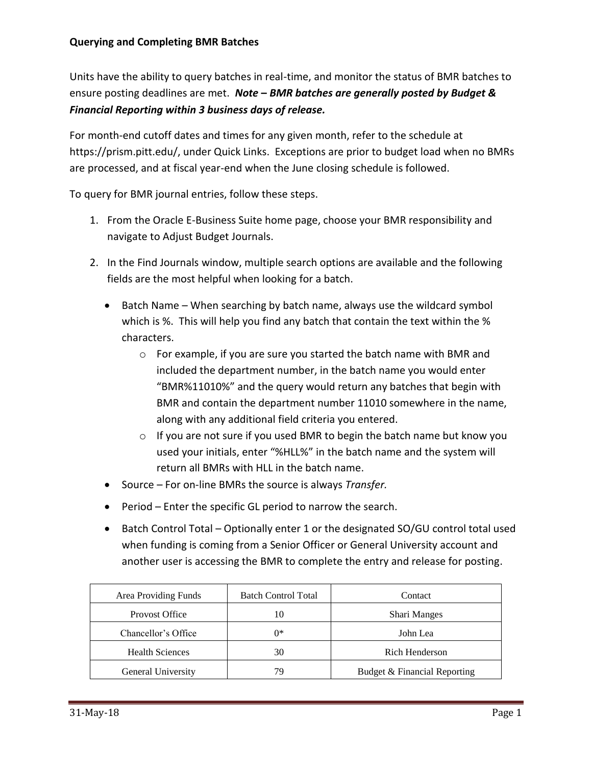# Querying and Completing BMR Batches

Units have the ability to query batches in real-time, and monitor the status of BMR batches to ensure posting deadlines are met. ***Note – BMR batches are generally posted by Budget & Financial Reporting within 3 business days of release.***

For month-end cutoff dates and times for any given month, refer to the schedule at https://prism.pitt.edu/, under Quick Links. Exceptions are prior to budget load when no BMRs are processed, and at fiscal year-end when the June closing schedule is followed.

To query for BMR journal entries, follow these steps.

1. From the Oracle E-Business Suite home page, choose your BMR responsibility and navigate to Adjust Budget Journals.
2. In the Find Journals window, multiple search options are available and the following fields are the most helpful when looking for a batch.
   - Batch Name – When searching by batch name, always use the wildcard symbol which is %. This will help you find any batch that contain the text within the % characters.
     - For example, if you are sure you started the batch name with BMR and included the department number, in the batch name you would enter "BMR%11010%" and the query would return any batches that begin with BMR and contain the department number 11010 somewhere in the name, along with any additional field criteria you entered.
     - If you are not sure if you used BMR to begin the batch name but know you used your initials, enter "%HLL%" in the batch name and the system will return all BMRs with HLL in the batch name.
   - Source – For on-line BMRs the source is always *Transfer.*
   - Period – Enter the specific GL period to narrow the search.
   - Batch Control Total – Optionally enter 1 or the designated SO/GU control total used when funding is coming from a Senior Officer or General University account and another user is accessing the BMR to complete the entry and release for posting.

| Area Providing Funds | Batch Control Total | Contact |
|---|---|---|
| Provost Office | 10 | Shari Manges |
| Chancellor's Office | 0* | John Lea |
| Health Sciences | 30 | Rich Henderson |
| General University | 79 | Budget & Financial Reporting |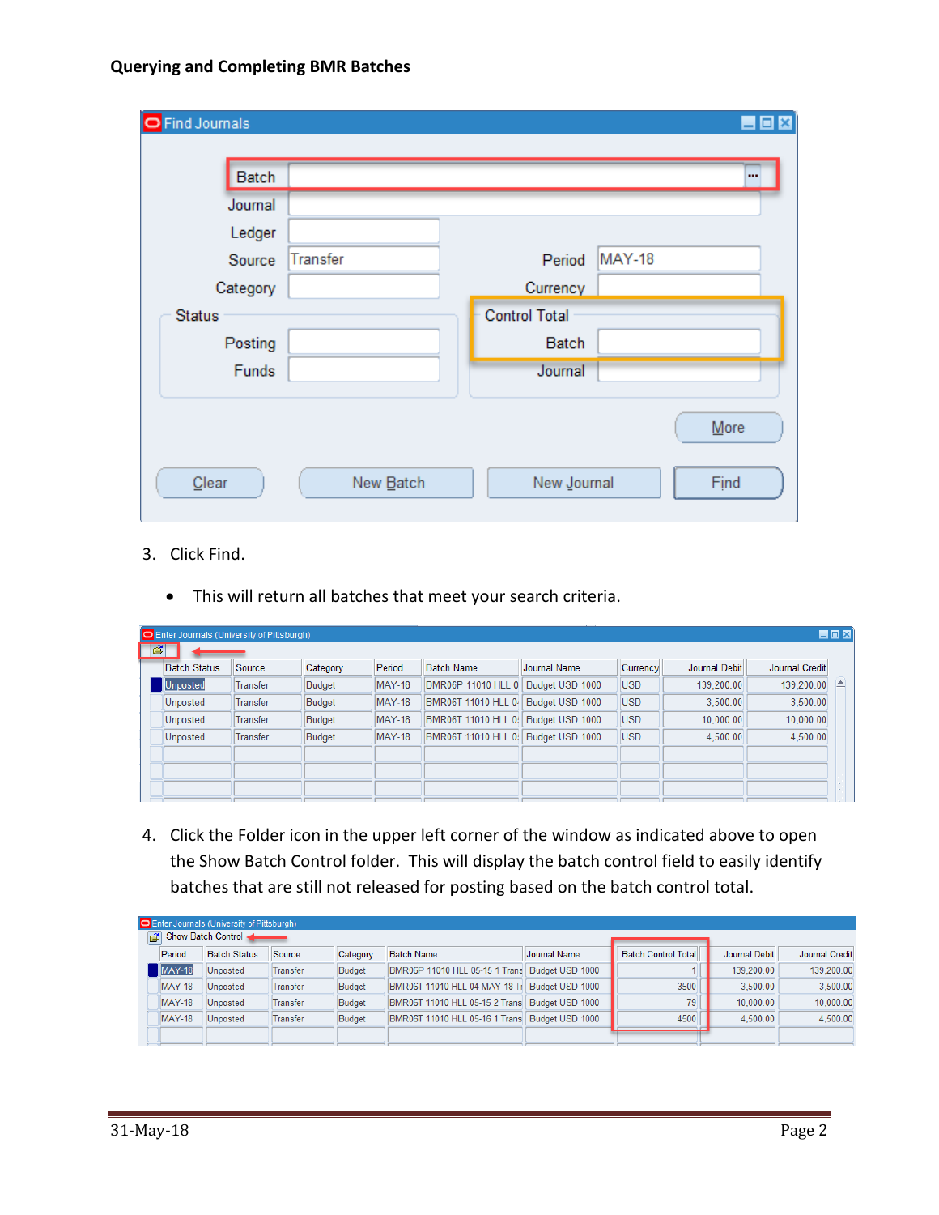**Querying and Completing BMR Batches**

**Find Journals**

| Field | Value |
|---|---|
| Batch | |
| Journal | |
| Ledger | |
| Source | Transfer |
| Category | |
| Period | MAY-18 |
| Currency | |

Status

- Posting
- Funds

Control Total

- Batch
- Journal

Buttons: More, Clear, New Batch, New Journal, Find

3. Click Find.

   - This will return all batches that meet your search criteria.

**Enter Journals (University of Pittsburgh)**

| Batch Status | Source | Category | Period | Batch Name | Journal Name | Currency | Journal Debit | Journal Credit |
|---|---|---|---|---|---|---|---|---|
| Unposted | Transfer | Budget | MAY-18 | BMR06P 11010 HLL 0 | Budget USD 1000 | USD | 139,200.00 | 139,200.00 |
| Unposted | Transfer | Budget | MAY-18 | BMR06T 11010 HLL 0 | Budget USD 1000 | USD | 3,500.00 | 3,500.00 |
| Unposted | Transfer | Budget | MAY-18 | BMR06T 11010 HLL 0 | Budget USD 1000 | USD | 10,000.00 | 10,000.00 |
| Unposted | Transfer | Budget | MAY-18 | BMR06T 11010 HLL 0 | Budget USD 1000 | USD | 4,500.00 | 4,500.00 |

4. Click the Folder icon in the upper left corner of the window as indicated above to open the Show Batch Control folder. This will display the batch control field to easily identify batches that are still not released for posting based on the batch control total.

**Enter Journals (University of Pittsburgh)** – Show Batch Control

| Period | Batch Status | Source | Category | Batch Name | Journal Name | Batch Control Total | Journal Debit | Journal Credit |
|---|---|---|---|---|---|---|---|---|
| MAY-18 | Unposted | Transfer | Budget | BMR06P 11010 HLL 05-15 1 Trans | Budget USD 1000 | 1 | 139,200.00 | 139,200.00 |
| MAY-18 | Unposted | Transfer | Budget | BMR06T 11010 HLL 04-MAY-18 Tr | Budget USD 1000 | 3500 | 3,500.00 | 3,500.00 |
| MAY-18 | Unposted | Transfer | Budget | BMR06T 11010 HLL 05-15 2 Trans | Budget USD 1000 | 79 | 10,000.00 | 10,000.00 |
| MAY-18 | Unposted | Transfer | Budget | BMR06T 11010 HLL 05-16 1 Trans | Budget USD 1000 | 4500 | 4,500.00 | 4,500.00 |

31-May-18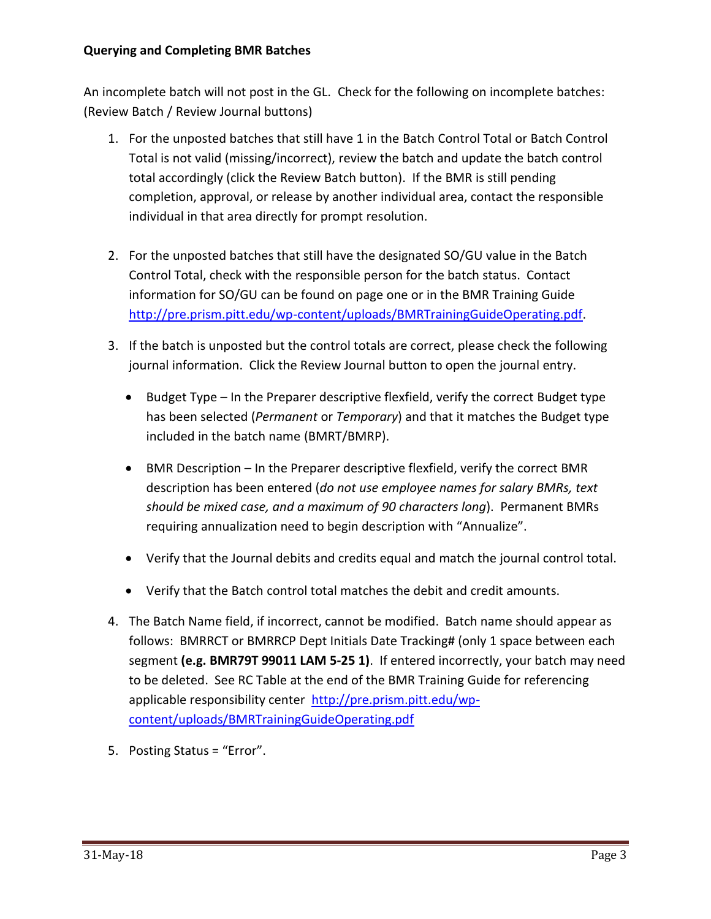**Querying and Completing BMR Batches**

An incomplete batch will not post in the GL. Check for the following on incomplete batches: (Review Batch / Review Journal buttons)

1. For the unposted batches that still have 1 in the Batch Control Total or Batch Control Total is not valid (missing/incorrect), review the batch and update the batch control total accordingly (click the Review Batch button). If the BMR is still pending completion, approval, or release by another individual area, contact the responsible individual in that area directly for prompt resolution.

2. For the unposted batches that still have the designated SO/GU value in the Batch Control Total, check with the responsible person for the batch status. Contact information for SO/GU can be found on page one or in the BMR Training Guide [http://pre.prism.pitt.edu/wp-content/uploads/BMRTrainingGuideOperating.pdf](http://pre.prism.pitt.edu/wp-content/uploads/BMRTrainingGuideOperating.pdf).

3. If the batch is unposted but the control totals are correct, please check the following journal information. Click the Review Journal button to open the journal entry.

   - Budget Type – In the Preparer descriptive flexfield, verify the correct Budget type has been selected (*Permanent* or *Temporary*) and that it matches the Budget type included in the batch name (BMRT/BMRP).

   - BMR Description – In the Preparer descriptive flexfield, verify the correct BMR description has been entered (*do not use employee names for salary BMRs, text should be mixed case, and a maximum of 90 characters long*). Permanent BMRs requiring annualization need to begin description with "Annualize".

   - Verify that the Journal debits and credits equal and match the journal control total.

   - Verify that the Batch control total matches the debit and credit amounts.

4. The Batch Name field, if incorrect, cannot be modified. Batch name should appear as follows: BMRRCT or BMRRCP Dept Initials Date Tracking# (only 1 space between each segment **(e.g. BMR79T 99011 LAM 5-25 1)**. If entered incorrectly, your batch may need to be deleted. See RC Table at the end of the BMR Training Guide for referencing applicable responsibility center [http://pre.prism.pitt.edu/wp-content/uploads/BMRTrainingGuideOperating.pdf](http://pre.prism.pitt.edu/wp-content/uploads/BMRTrainingGuideOperating.pdf)

5. Posting Status = "Error".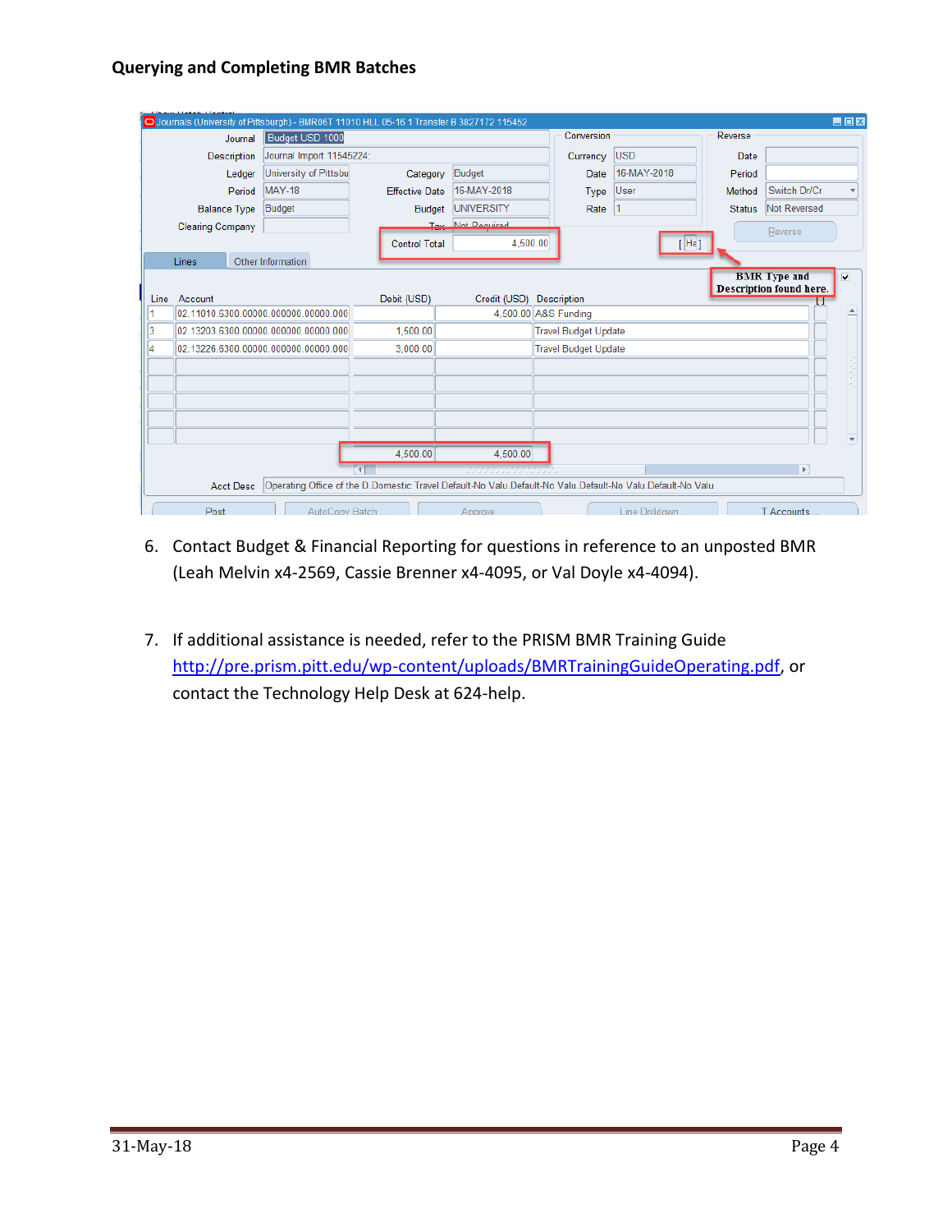## Querying and Completing BMR Batches

6. Contact Budget & Financial Reporting for questions in reference to an unposted BMR (Leah Melvin x4-2569, Cassie Brenner x4-4095, or Val Doyle x4-4094).

7. If additional assistance is needed, refer to the PRISM BMR Training Guide http://pre.prism.pitt.edu/wp-content/uploads/BMRTrainingGuideOperating.pdf, or contact the Technology Help Desk at 624-help.